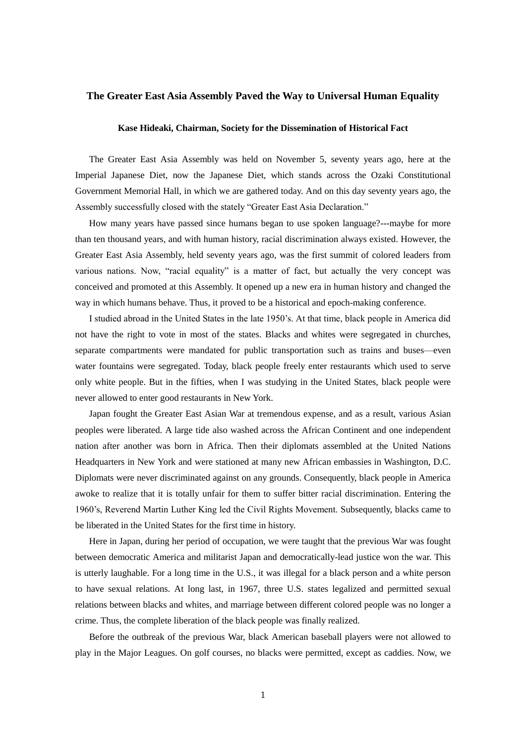# The Greater East Asia Assembly Paved the Way to Universal Human Equality

**Kase Hideaki, Chairman, Society for the Dissemination of Historical Fact**

The Greater East Asia Assembly was held on November 5, seventy years ago, here at the Imperial Japanese Diet, now the Japanese Diet, which stands across the Ozaki Constitutional Government Memorial Hall, in which we are gathered today. And on this day seventy years ago, the Assembly successfully closed with the stately "Greater East Asia Declaration."

How many years have passed since humans began to use spoken language?---maybe for more than ten thousand years, and with human history, racial discrimination always existed. However, the Greater East Asia Assembly, held seventy years ago, was the first summit of colored leaders from various nations. Now, "racial equality" is a matter of fact, but actually the very concept was conceived and promoted at this Assembly. It opened up a new era in human history and changed the way in which humans behave. Thus, it proved to be a historical and epoch-making conference.

I studied abroad in the United States in the late 1950's. At that time, black people in America did not have the right to vote in most of the states. Blacks and whites were segregated in churches, separate compartments were mandated for public transportation such as trains and buses—even water fountains were segregated. Today, black people freely enter restaurants which used to serve only white people. But in the fifties, when I was studying in the United States, black people were never allowed to enter good restaurants in New York.

Japan fought the Greater East Asian War at tremendous expense, and as a result, various Asian peoples were liberated. A large tide also washed across the African Continent and one independent nation after another was born in Africa. Then their diplomats assembled at the United Nations Headquarters in New York and were stationed at many new African embassies in Washington, D.C. Diplomats were never discriminated against on any grounds. Consequently, black people in America awoke to realize that it is totally unfair for them to suffer bitter racial discrimination. Entering the 1960's, Reverend Martin Luther King led the Civil Rights Movement. Subsequently, blacks came to be liberated in the United States for the first time in history.

Here in Japan, during her period of occupation, we were taught that the previous War was fought between democratic America and militarist Japan and democratically-lead justice won the war. This is utterly laughable. For a long time in the U.S., it was illegal for a black person and a white person to have sexual relations. At long last, in 1967, three U.S. states legalized and permitted sexual relations between blacks and whites, and marriage between different colored people was no longer a crime. Thus, the complete liberation of the black people was finally realized.

Before the outbreak of the previous War, black American baseball players were not allowed to play in the Major Leagues. On golf courses, no blacks were permitted, except as caddies. Now, we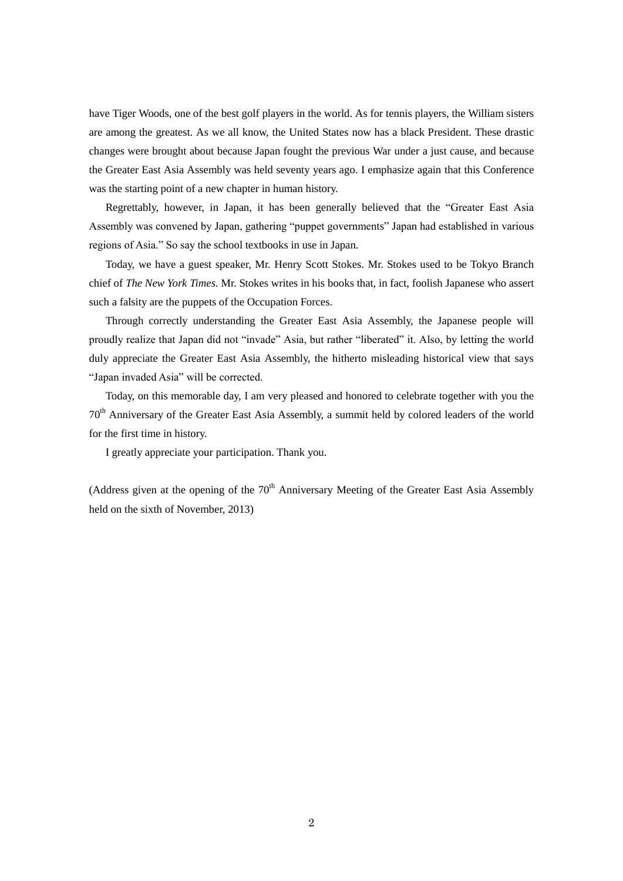have Tiger Woods, one of the best golf players in the world. As for tennis players, the William sisters are among the greatest. As we all know, the United States now has a black President. These drastic changes were brought about because Japan fought the previous War under a just cause, and because the Greater East Asia Assembly was held seventy years ago. I emphasize again that this Conference was the starting point of a new chapter in human history.

Regrettably, however, in Japan, it has been generally believed that the "Greater East Asia Assembly was convened by Japan, gathering "puppet governments" Japan had established in various regions of Asia." So say the school textbooks in use in Japan.

Today, we have a guest speaker, Mr. Henry Scott Stokes. Mr. Stokes used to be Tokyo Branch chief of *The New York Times*. Mr. Stokes writes in his books that, in fact, foolish Japanese who assert such a falsity are the puppets of the Occupation Forces.

Through correctly understanding the Greater East Asia Assembly, the Japanese people will proudly realize that Japan did not "invade" Asia, but rather "liberated" it. Also, by letting the world duly appreciate the Greater East Asia Assembly, the hitherto misleading historical view that says "Japan invaded Asia" will be corrected.

Today, on this memorable day, I am very pleased and honored to celebrate together with you the 70th Anniversary of the Greater East Asia Assembly, a summit held by colored leaders of the world for the first time in history.

I greatly appreciate your participation. Thank you.

(Address given at the opening of the 70th Anniversary Meeting of the Greater East Asia Assembly held on the sixth of November, 2013)